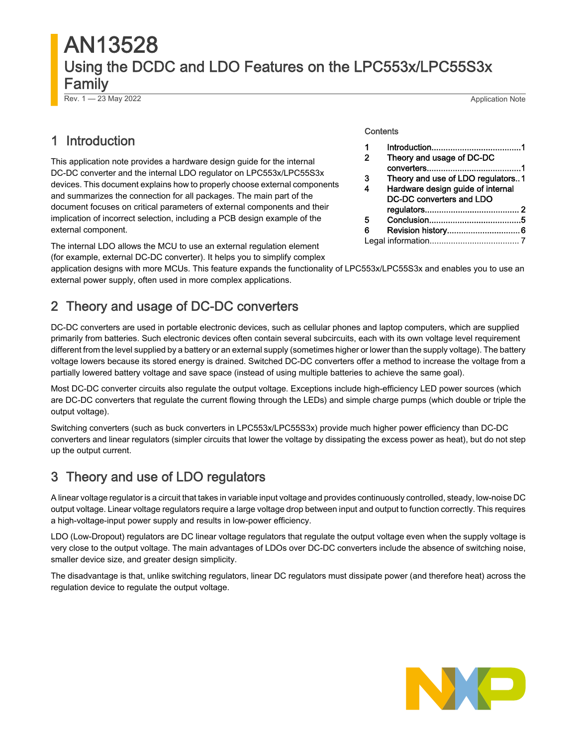# AN13528

## Using the DCDC and LDO Features on the LPC553x/LPC55S3x Family

Rev. 1 — 23 May 2022 Application Note

Contents

| | | |
|---|---|---|
| 1 | Introduction | 1 |
| 2 | Theory and usage of DC-DC converters | 1 |
| 3 | Theory and use of LDO regulators | 1 |
| 4 | Hardware design guide of internal DC-DC converters and LDO regulators | 2 |
| 5 | Conclusion | 5 |
| 6 | Revision history | 6 |
| | Legal information | 7 |

## 1 Introduction

This application note provides a hardware design guide for the internal DC-DC converter and the internal LDO regulator on LPC553x/LPC55S3x devices. This document explains how to properly choose external components and summarizes the connection for all packages. The main part of the document focuses on critical parameters of external components and their implication of incorrect selection, including a PCB design example of the external component.

The internal LDO allows the MCU to use an external regulation element (for example, external DC-DC converter). It helps you to simplify complex application designs with more MCUs. This feature expands the functionality of LPC553x/LPC55S3x and enables you to use an external power supply, often used in more complex applications.

## 2 Theory and usage of DC-DC converters

DC-DC converters are used in portable electronic devices, such as cellular phones and laptop computers, which are supplied primarily from batteries. Such electronic devices often contain several subcircuits, each with its own voltage level requirement different from the level supplied by a battery or an external supply (sometimes higher or lower than the supply voltage). The battery voltage lowers because its stored energy is drained. Switched DC-DC converters offer a method to increase the voltage from a partially lowered battery voltage and save space (instead of using multiple batteries to achieve the same goal).

Most DC-DC converter circuits also regulate the output voltage. Exceptions include high-efficiency LED power sources (which are DC-DC converters that regulate the current flowing through the LEDs) and simple charge pumps (which double or triple the output voltage).

Switching converters (such as buck converters in LPC553x/LPC55S3x) provide much higher power efficiency than DC-DC converters and linear regulators (simpler circuits that lower the voltage by dissipating the excess power as heat), but do not step up the output current.

## 3 Theory and use of LDO regulators

A linear voltage regulator is a circuit that takes in variable input voltage and provides continuously controlled, steady, low-noise DC output voltage. Linear voltage regulators require a large voltage drop between input and output to function correctly. This requires a high-voltage-input power supply and results in low-power efficiency.

LDO (Low-Dropout) regulators are DC linear voltage regulators that regulate the output voltage even when the supply voltage is very close to the output voltage. The main advantages of LDOs over DC-DC converters include the absence of switching noise, smaller device size, and greater design simplicity.

The disadvantage is that, unlike switching regulators, linear DC regulators must dissipate power (and therefore heat) across the regulation device to regulate the output voltage.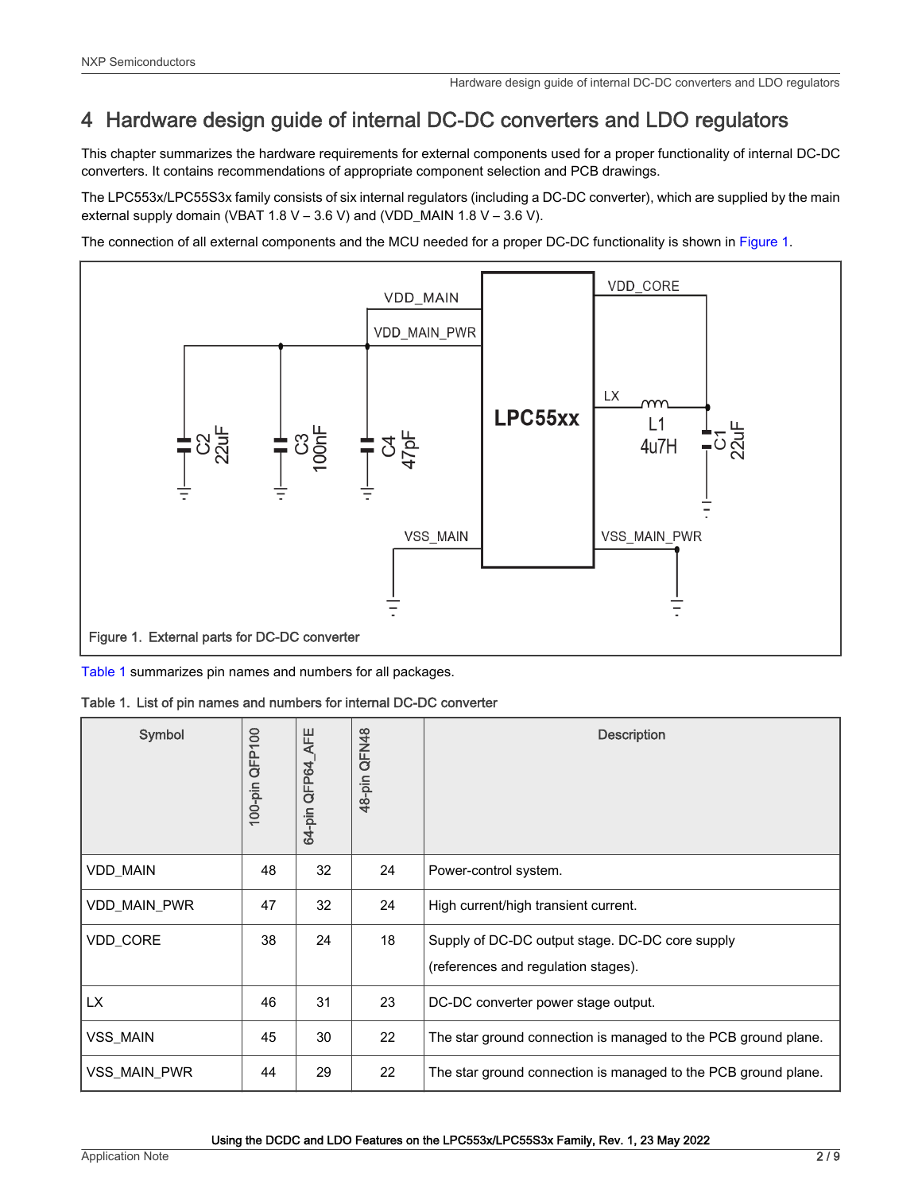# 4 Hardware design guide of internal DC-DC converters and LDO regulators

This chapter summarizes the hardware requirements for external components used for a proper functionality of internal DC-DC converters. It contains recommendations of appropriate component selection and PCB drawings.

The LPC553x/LPC55S3x family consists of six internal regulators (including a DC-DC converter), which are supplied by the main external supply domain (VBAT 1.8 V – 3.6 V) and (VDD_MAIN 1.8 V – 3.6 V).

The connection of all external components and the MCU needed for a proper DC-DC functionality is shown in Figure 1.

Figure 1. External parts for DC-DC converter

Table 1 summarizes pin names and numbers for all packages.

Table 1. List of pin names and numbers for internal DC-DC converter

| Symbol | 100-pin QFP100 | 64-pin QFP64_AFE | 48-pin QFN48 | Description |
|---|---|---|---|---|
| VDD_MAIN | 48 | 32 | 24 | Power-control system. |
| VDD_MAIN_PWR | 47 | 32 | 24 | High current/high transient current. |
| VDD_CORE | 38 | 24 | 18 | Supply of DC-DC output stage. DC-DC core supply (references and regulation stages). |
| LX | 46 | 31 | 23 | DC-DC converter power stage output. |
| VSS_MAIN | 45 | 30 | 22 | The star ground connection is managed to the PCB ground plane. |
| VSS_MAIN_PWR | 44 | 29 | 22 | The star ground connection is managed to the PCB ground plane. |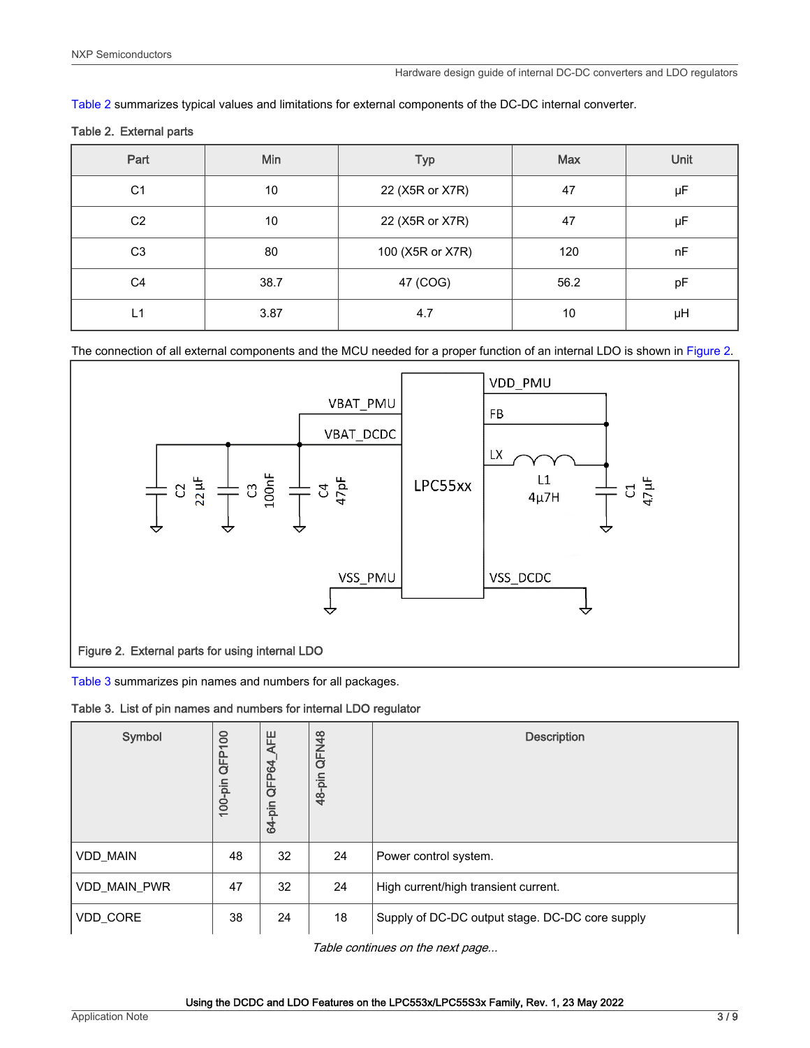Table 2 summarizes typical values and limitations for external components of the DC-DC internal converter.

Table 2. External parts

| Part | Min | Typ | Max | Unit |
|---|---|---|---|---|
| C1 | 10 | 22 (X5R or X7R) | 47 | μF |
| C2 | 10 | 22 (X5R or X7R) | 47 | μF |
| C3 | 80 | 100 (X5R or X7R) | 120 | nF |
| C4 | 38.7 | 47 (COG) | 56.2 | pF |
| L1 | 3.87 | 4.7 | 10 | μH |

The connection of all external components and the MCU needed for a proper function of an internal LDO is shown in Figure 2.

Figure 2. External parts for using internal LDO

Table 3 summarizes pin names and numbers for all packages.

Table 3. List of pin names and numbers for internal LDO regulator

| Symbol | 100-pin QFP100 | 64-pin QFP64_AFE | 48-pin QFN48 | Description |
|---|---|---|---|---|
| VDD_MAIN | 48 | 32 | 24 | Power control system. |
| VDD_MAIN_PWR | 47 | 32 | 24 | High current/high transient current. |
| VDD_CORE | 38 | 24 | 18 | Supply of DC-DC output stage. DC-DC core supply |

*Table continues on the next page...*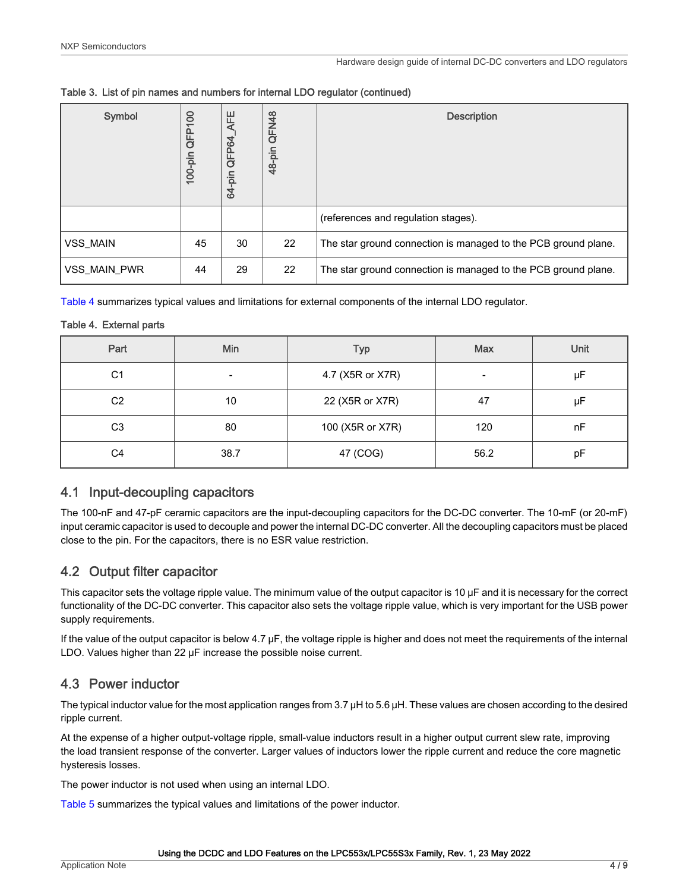Table 3. List of pin names and numbers for internal LDO regulator (continued)

| Symbol | 100-pin QFP100 | 64-pin QFP64_AFE | 48-pin QFN48 | Description |
|---|---|---|---|---|
| | | | | (references and regulation stages). |
| VSS_MAIN | 45 | 30 | 22 | The star ground connection is managed to the PCB ground plane. |
| VSS_MAIN_PWR | 44 | 29 | 22 | The star ground connection is managed to the PCB ground plane. |

Table 4 summarizes typical values and limitations for external components of the internal LDO regulator.

Table 4. External parts

| Part | Min | Typ | Max | Unit |
|---|---|---|---|---|
| C1 | - | 4.7 (X5R or X7R) | - | μF |
| C2 | 10 | 22 (X5R or X7R) | 47 | μF |
| C3 | 80 | 100 (X5R or X7R) | 120 | nF |
| C4 | 38.7 | 47 (COG) | 56.2 | pF |

## 4.1 Input-decoupling capacitors

The 100-nF and 47-pF ceramic capacitors are the input-decoupling capacitors for the DC-DC converter. The 10-mF (or 20-mF) input ceramic capacitor is used to decouple and power the internal DC-DC converter. All the decoupling capacitors must be placed close to the pin. For the capacitors, there is no ESR value restriction.

## 4.2 Output filter capacitor

This capacitor sets the voltage ripple value. The minimum value of the output capacitor is 10 μF and it is necessary for the correct functionality of the DC-DC converter. This capacitor also sets the voltage ripple value, which is very important for the USB power supply requirements.

If the value of the output capacitor is below 4.7 μF, the voltage ripple is higher and does not meet the requirements of the internal LDO. Values higher than 22 μF increase the possible noise current.

## 4.3 Power inductor

The typical inductor value for the most application ranges from 3.7 μH to 5.6 μH. These values are chosen according to the desired ripple current.

At the expense of a higher output-voltage ripple, small-value inductors result in a higher output current slew rate, improving the load transient response of the converter. Larger values of inductors lower the ripple current and reduce the core magnetic hysteresis losses.

The power inductor is not used when using an internal LDO.

Table 5 summarizes the typical values and limitations of the power inductor.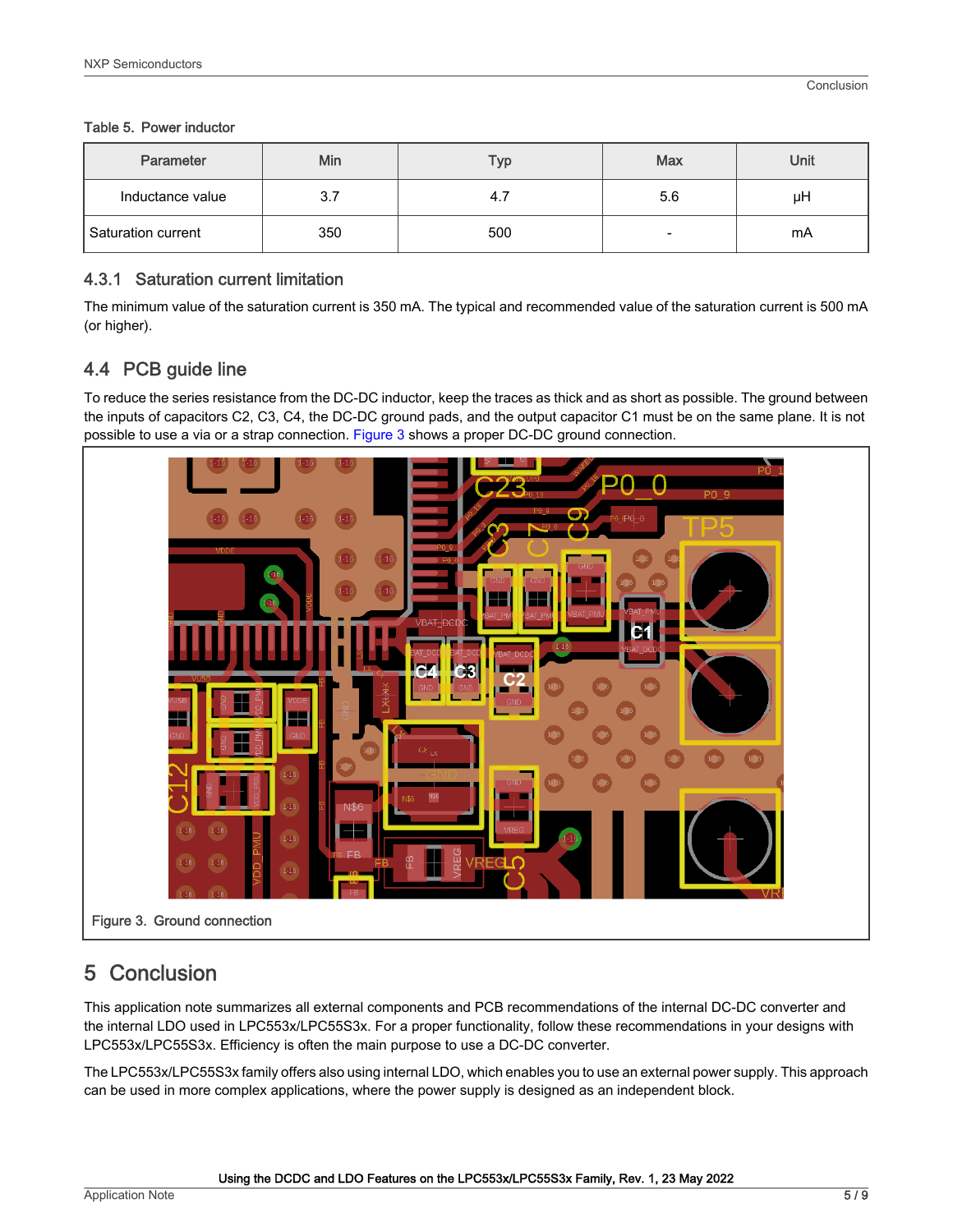Table 5. Power inductor

| Parameter | Min | Typ | Max | Unit |
|---|---|---|---|---|
| Inductance value | 3.7 | 4.7 | 5.6 | μH |
| Saturation current | 350 | 500 | - | mA |

### 4.3.1 Saturation current limitation

The minimum value of the saturation current is 350 mA. The typical and recommended value of the saturation current is 500 mA (or higher).

## 4.4 PCB guide line

To reduce the series resistance from the DC-DC inductor, keep the traces as thick and as short as possible. The ground between the inputs of capacitors C2, C3, C4, the DC-DC ground pads, and the output capacitor C1 must be on the same plane. It is not possible to use a via or a strap connection. Figure 3 shows a proper DC-DC ground connection.

Figure 3. Ground connection

# 5 Conclusion

This application note summarizes all external components and PCB recommendations of the internal DC-DC converter and the internal LDO used in LPC553x/LPC55S3x. For a proper functionality, follow these recommendations in your designs with LPC553x/LPC55S3x. Efficiency is often the main purpose to use a DC-DC converter.

The LPC553x/LPC55S3x family offers also using internal LDO, which enables you to use an external power supply. This approach can be used in more complex applications, where the power supply is designed as an independent block.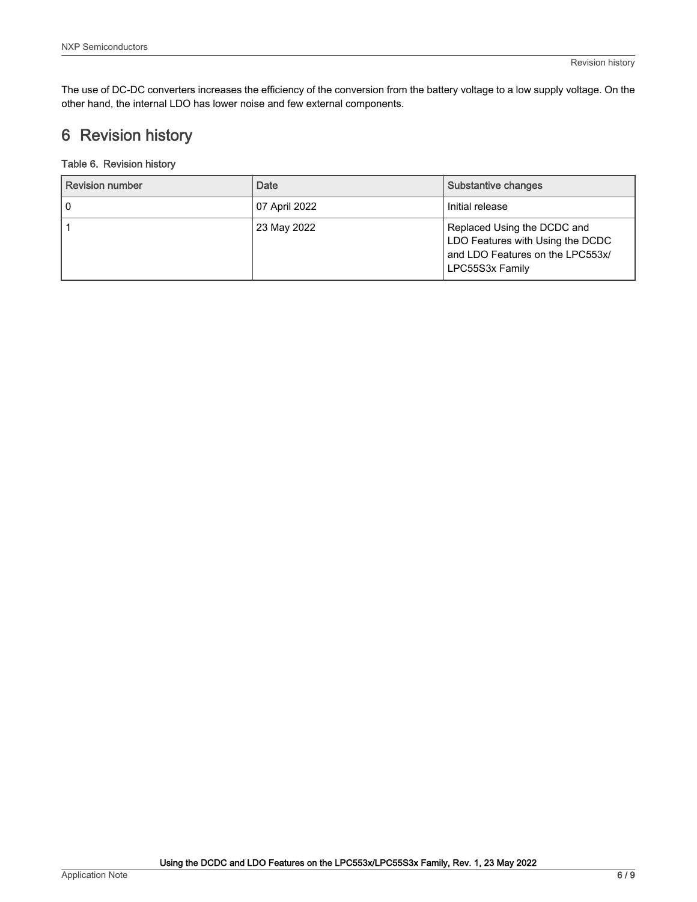The use of DC-DC converters increases the efficiency of the conversion from the battery voltage to a low supply voltage. On the other hand, the internal LDO has lower noise and few external components.

# 6 Revision history

Table 6. Revision history

| Revision number | Date | Substantive changes |
|---|---|---|
| 0 | 07 April 2022 | Initial release |
| 1 | 23 May 2022 | Replaced Using the DCDC and LDO Features with Using the DCDC and LDO Features on the LPC553x/ LPC55S3x Family |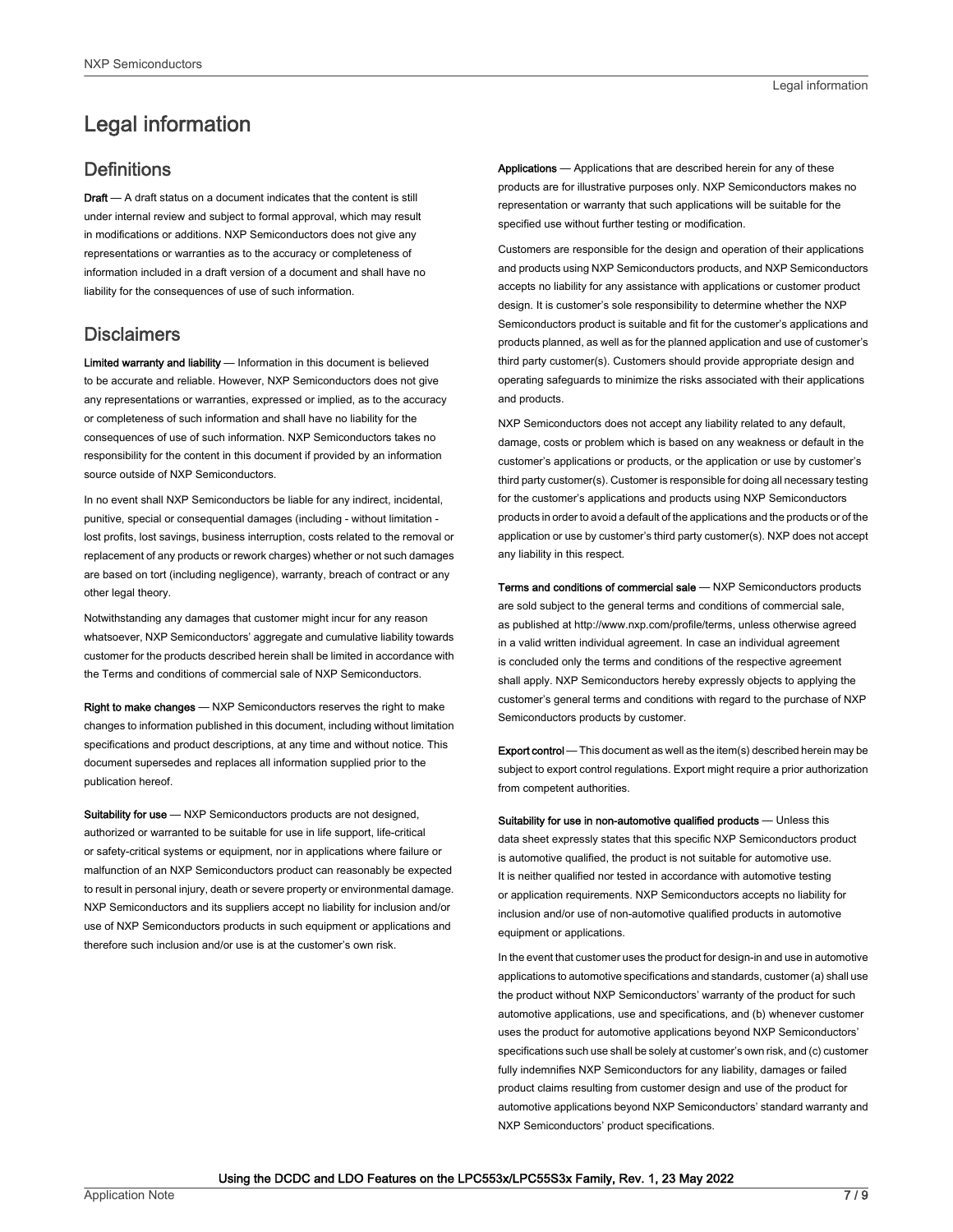# Legal information

## Definitions

**Draft** — A draft status on a document indicates that the content is still under internal review and subject to formal approval, which may result in modifications or additions. NXP Semiconductors does not give any representations or warranties as to the accuracy or completeness of information included in a draft version of a document and shall have no liability for the consequences of use of such information.

## Disclaimers

**Limited warranty and liability** — Information in this document is believed to be accurate and reliable. However, NXP Semiconductors does not give any representations or warranties, expressed or implied, as to the accuracy or completeness of such information and shall have no liability for the consequences of use of such information. NXP Semiconductors takes no responsibility for the content in this document if provided by an information source outside of NXP Semiconductors.

In no event shall NXP Semiconductors be liable for any indirect, incidental, punitive, special or consequential damages (including - without limitation - lost profits, lost savings, business interruption, costs related to the removal or replacement of any products or rework charges) whether or not such damages are based on tort (including negligence), warranty, breach of contract or any other legal theory.

Notwithstanding any damages that customer might incur for any reason whatsoever, NXP Semiconductors' aggregate and cumulative liability towards customer for the products described herein shall be limited in accordance with the Terms and conditions of commercial sale of NXP Semiconductors.

**Right to make changes** — NXP Semiconductors reserves the right to make changes to information published in this document, including without limitation specifications and product descriptions, at any time and without notice. This document supersedes and replaces all information supplied prior to the publication hereof.

**Suitability for use** — NXP Semiconductors products are not designed, authorized or warranted to be suitable for use in life support, life-critical or safety-critical systems or equipment, nor in applications where failure or malfunction of an NXP Semiconductors product can reasonably be expected to result in personal injury, death or severe property or environmental damage. NXP Semiconductors and its suppliers accept no liability for inclusion and/or use of NXP Semiconductors products in such equipment or applications and therefore such inclusion and/or use is at the customer's own risk.

**Applications** — Applications that are described herein for any of these products are for illustrative purposes only. NXP Semiconductors makes no representation or warranty that such applications will be suitable for the specified use without further testing or modification.

Customers are responsible for the design and operation of their applications and products using NXP Semiconductors products, and NXP Semiconductors accepts no liability for any assistance with applications or customer product design. It is customer's sole responsibility to determine whether the NXP Semiconductors product is suitable and fit for the customer's applications and products planned, as well as for the planned application and use of customer's third party customer(s). Customers should provide appropriate design and operating safeguards to minimize the risks associated with their applications and products.

NXP Semiconductors does not accept any liability related to any default, damage, costs or problem which is based on any weakness or default in the customer's applications or products, or the application or use by customer's third party customer(s). Customer is responsible for doing all necessary testing for the customer's applications and products using NXP Semiconductors products in order to avoid a default of the applications and the products or of the application or use by customer's third party customer(s). NXP does not accept any liability in this respect.

**Terms and conditions of commercial sale** — NXP Semiconductors products are sold subject to the general terms and conditions of commercial sale, as published at http://www.nxp.com/profile/terms, unless otherwise agreed in a valid written individual agreement. In case an individual agreement is concluded only the terms and conditions of the respective agreement shall apply. NXP Semiconductors hereby expressly objects to applying the customer's general terms and conditions with regard to the purchase of NXP Semiconductors products by customer.

**Export control** — This document as well as the item(s) described herein may be subject to export control regulations. Export might require a prior authorization from competent authorities.

**Suitability for use in non-automotive qualified products** — Unless this data sheet expressly states that this specific NXP Semiconductors product is automotive qualified, the product is not suitable for automotive use. It is neither qualified nor tested in accordance with automotive testing or application requirements. NXP Semiconductors accepts no liability for inclusion and/or use of non-automotive qualified products in automotive equipment or applications.

In the event that customer uses the product for design-in and use in automotive applications to automotive specifications and standards, customer (a) shall use the product without NXP Semiconductors' warranty of the product for such automotive applications, use and specifications, and (b) whenever customer uses the product for automotive applications beyond NXP Semiconductors' specifications such use shall be solely at customer's own risk, and (c) customer fully indemnifies NXP Semiconductors for any liability, damages or failed product claims resulting from customer design and use of the product for automotive applications beyond NXP Semiconductors' standard warranty and NXP Semiconductors' product specifications.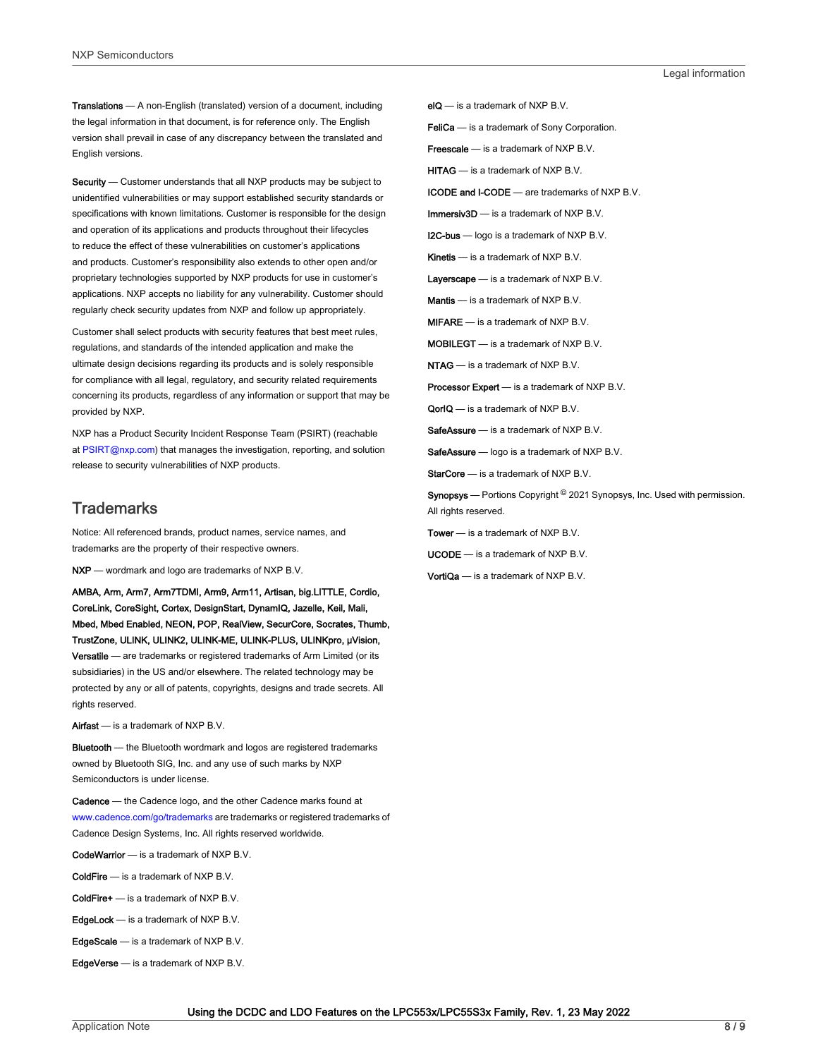**Translations** — A non-English (translated) version of a document, including the legal information in that document, is for reference only. The English version shall prevail in case of any discrepancy between the translated and English versions.

**Security** — Customer understands that all NXP products may be subject to unidentified vulnerabilities or may support established security standards or specifications with known limitations. Customer is responsible for the design and operation of its applications and products throughout their lifecycles to reduce the effect of these vulnerabilities on customer's applications and products. Customer's responsibility also extends to other open and/or proprietary technologies supported by NXP products for use in customer's applications. NXP accepts no liability for any vulnerability. Customer should regularly check security updates from NXP and follow up appropriately.

Customer shall select products with security features that best meet rules, regulations, and standards of the intended application and make the ultimate design decisions regarding its products and is solely responsible for compliance with all legal, regulatory, and security related requirements concerning its products, regardless of any information or support that may be provided by NXP.

NXP has a Product Security Incident Response Team (PSIRT) (reachable at PSIRT@nxp.com) that manages the investigation, reporting, and solution release to security vulnerabilities of NXP products.

## Trademarks

Notice: All referenced brands, product names, service names, and trademarks are the property of their respective owners.

**NXP** — wordmark and logo are trademarks of NXP B.V.

**AMBA, Arm, Arm7, Arm7TDMI, Arm9, Arm11, Artisan, big.LITTLE, Cordio, CoreLink, CoreSight, Cortex, DesignStart, DynamIQ, Jazelle, Keil, Mali, Mbed, Mbed Enabled, NEON, POP, RealView, SecurCore, Socrates, Thumb, TrustZone, ULINK, ULINK2, ULINK-ME, ULINK-PLUS, ULINKpro, μVision, Versatile** — are trademarks or registered trademarks of Arm Limited (or its subsidiaries) in the US and/or elsewhere. The related technology may be protected by any or all of patents, copyrights, designs and trade secrets. All rights reserved.

**Airfast** — is a trademark of NXP B.V.

**Bluetooth** — the Bluetooth wordmark and logos are registered trademarks owned by Bluetooth SIG, Inc. and any use of such marks by NXP Semiconductors is under license.

**Cadence** — the Cadence logo, and the other Cadence marks found at www.cadence.com/go/trademarks are trademarks or registered trademarks of Cadence Design Systems, Inc. All rights reserved worldwide.

**CodeWarrior** — is a trademark of NXP B.V.

**ColdFire** — is a trademark of NXP B.V.

**ColdFire+** — is a trademark of NXP B.V.

**EdgeLock** — is a trademark of NXP B.V.

**EdgeScale** — is a trademark of NXP B.V.

**EdgeVerse** — is a trademark of NXP B.V.

**eIQ** — is a trademark of NXP B.V.

**FeliCa** — is a trademark of Sony Corporation.

**Freescale** — is a trademark of NXP B.V.

**HITAG** — is a trademark of NXP B.V.

**ICODE and I-CODE** — are trademarks of NXP B.V.

**Immersiv3D** — is a trademark of NXP B.V.

**I2C-bus** — logo is a trademark of NXP B.V.

**Kinetis** — is a trademark of NXP B.V.

**Layerscape** — is a trademark of NXP B.V.

**Mantis** — is a trademark of NXP B.V.

**MIFARE** — is a trademark of NXP B.V.

**MOBILEGT** — is a trademark of NXP B.V.

**NTAG** — is a trademark of NXP B.V.

**Processor Expert** — is a trademark of NXP B.V.

**QorIQ** — is a trademark of NXP B.V.

**SafeAssure** — is a trademark of NXP B.V.

**SafeAssure** — logo is a trademark of NXP B.V.

**StarCore** — is a trademark of NXP B.V.

**Synopsys** — Portions Copyright © 2021 Synopsys, Inc. Used with permission. All rights reserved.

**Tower** — is a trademark of NXP B.V.

**UCODE** — is a trademark of NXP B.V.

**VortiQa** — is a trademark of NXP B.V.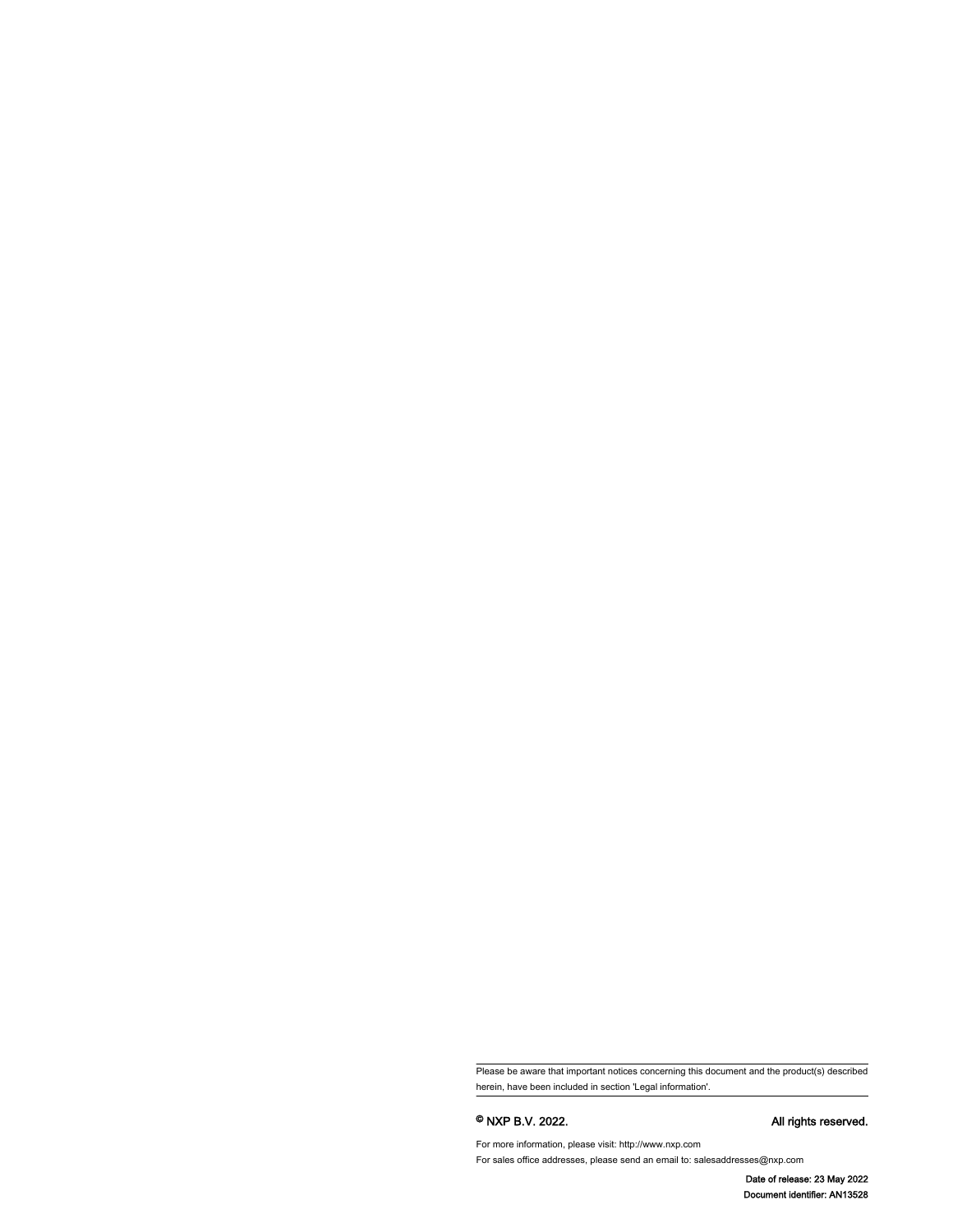Please be aware that important notices concerning this document and the product(s) described herein, have been included in section 'Legal information'.

© NXP B.V. 2022. All rights reserved.

For more information, please visit: http://www.nxp.com

For sales office addresses, please send an email to: salesaddresses@nxp.com

**Date of release: 23 May 2022**

**Document identifier: AN13528**